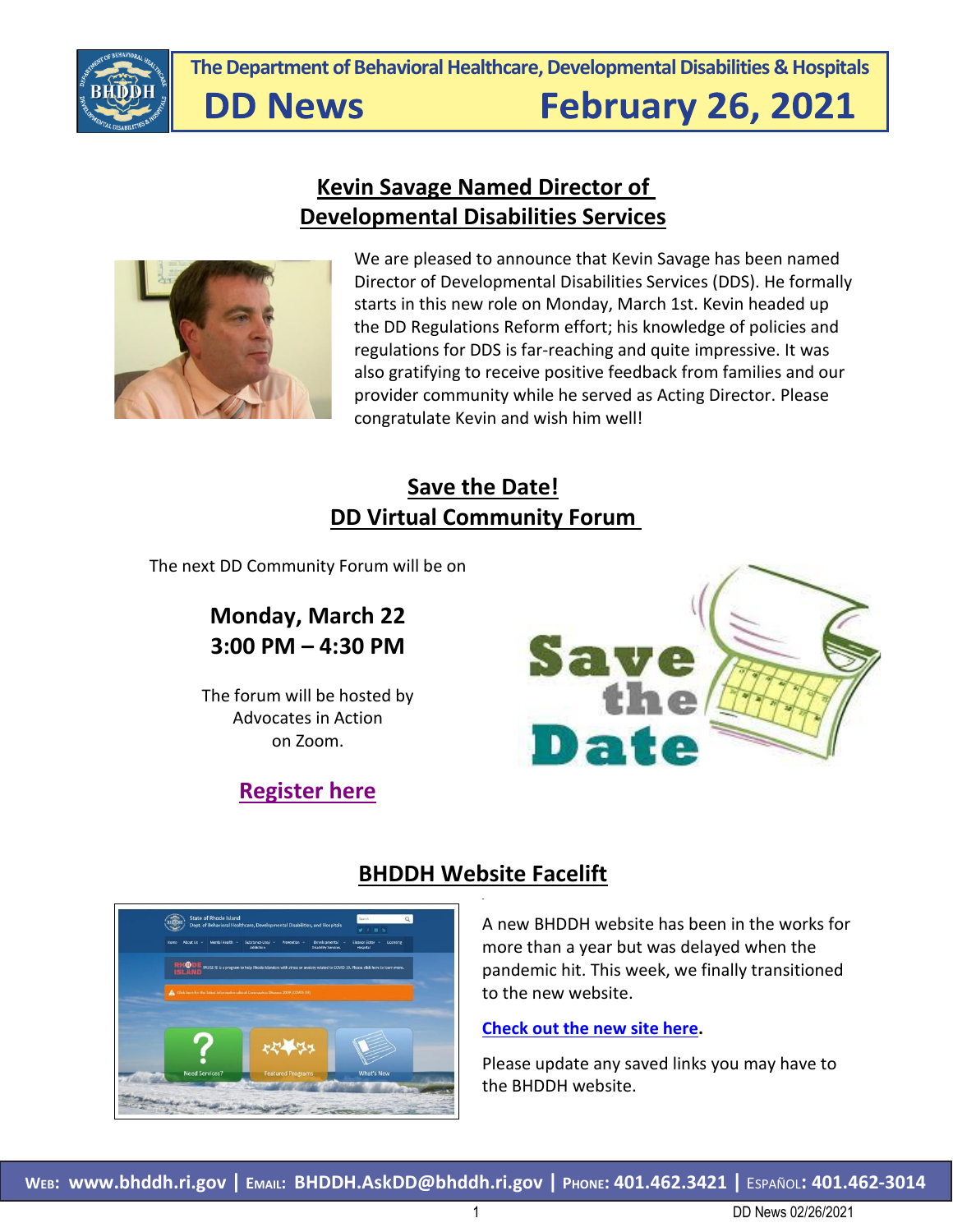**The Department of Behavioral Healthcare, Developmental Disabilities & Hospitals**

# DD News February 26, 2021

## Kevin Savage Named Director of Developmental Disabilities Services

We are pleased to announce that Kevin Savage has been named Director of Developmental Disabilities Services (DDS). He formally starts in this new role on Monday, March 1st. Kevin headed up the DD Regulations Reform effort; his knowledge of policies and regulations for DDS is far-reaching and quite impressive. It was also gratifying to receive positive feedback from families and our provider community while he served as Acting Director. Please congratulate Kevin and wish him well!

## Save the Date! DD Virtual Community Forum

The next DD Community Forum will be on

**Monday, March 22**
**3:00 PM – 4:30 PM**

The forum will be hosted by Advocates in Action on Zoom.

**Register here**

## BHDDH Website Facelift

A new BHDDH website has been in the works for more than a year but was delayed when the pandemic hit. This week, we finally transitioned to the new website.

**Check out the new site here.**

Please update any saved links you may have to the BHDDH website.

**Web: www.bhddh.ri.gov | Email: BHDDH.AskDD@bhddh.ri.gov | Phone: 401.462.3421 | Español: 401.462-3014**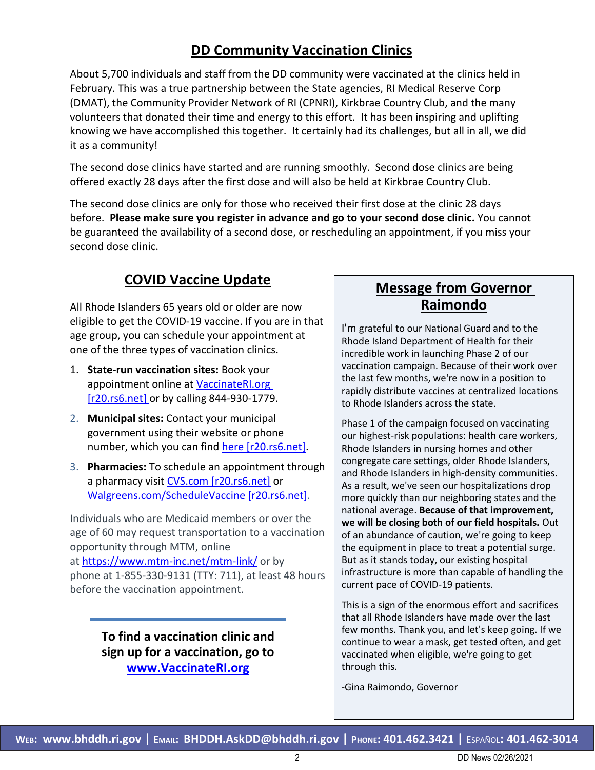## DD Community Vaccination Clinics

About 5,700 individuals and staff from the DD community were vaccinated at the clinics held in February. This was a true partnership between the State agencies, RI Medical Reserve Corp (DMAT), the Community Provider Network of RI (CPNRI), Kirkbrae Country Club, and the many volunteers that donated their time and energy to this effort. It has been inspiring and uplifting knowing we have accomplished this together. It certainly had its challenges, but all in all, we did it as a community!

The second dose clinics have started and are running smoothly. Second dose clinics are being offered exactly 28 days after the first dose and will also be held at Kirkbrae Country Club.

The second dose clinics are only for those who received their first dose at the clinic 28 days before. **Please make sure you register in advance and go to your second dose clinic.** You cannot be guaranteed the availability of a second dose, or rescheduling an appointment, if you miss your second dose clinic.

## COVID Vaccine Update

All Rhode Islanders 65 years old or older are now eligible to get the COVID-19 vaccine. If you are in that age group, you can schedule your appointment at one of the three types of vaccination clinics.

1. **State-run vaccination sites:** Book your appointment online at VaccinateRI.org [r20.rs6.net] or by calling 844-930-1779.
2. **Municipal sites:** Contact your municipal government using their website or phone number, which you can find here [r20.rs6.net].
3. **Pharmacies:** To schedule an appointment through a pharmacy visit CVS.com [r20.rs6.net] or Walgreens.com/ScheduleVaccine [r20.rs6.net].

Individuals who are Medicaid members or over the age of 60 may request transportation to a vaccination opportunity through MTM, online at https://www.mtm-inc.net/mtm-link/ or by phone at 1-855-330-9131 (TTY: 711), at least 48 hours before the vaccination appointment.

**To find a vaccination clinic and sign up for a vaccination, go to www.VaccinateRI.org**

## Message from Governor Raimondo

I'm grateful to our National Guard and to the Rhode Island Department of Health for their incredible work in launching Phase 2 of our vaccination campaign. Because of their work over the last few months, we're now in a position to rapidly distribute vaccines at centralized locations to Rhode Islanders across the state.

Phase 1 of the campaign focused on vaccinating our highest-risk populations: health care workers, Rhode Islanders in nursing homes and other congregate care settings, older Rhode Islanders, and Rhode Islanders in high-density communities. As a result, we've seen our hospitalizations drop more quickly than our neighboring states and the national average. **Because of that improvement, we will be closing both of our field hospitals.** Out of an abundance of caution, we're going to keep the equipment in place to treat a potential surge. But as it stands today, our existing hospital infrastructure is more than capable of handling the current pace of COVID-19 patients.

This is a sign of the enormous effort and sacrifices that all Rhode Islanders have made over the last few months. Thank you, and let's keep going. If we continue to wear a mask, get tested often, and get vaccinated when eligible, we're going to get through this.

-Gina Raimondo, Governor

**Web: www.bhddh.ri.gov | Email: BHDDH.AskDD@bhddh.ri.gov | Phone: 401.462.3421 | Español: 401.462-3014**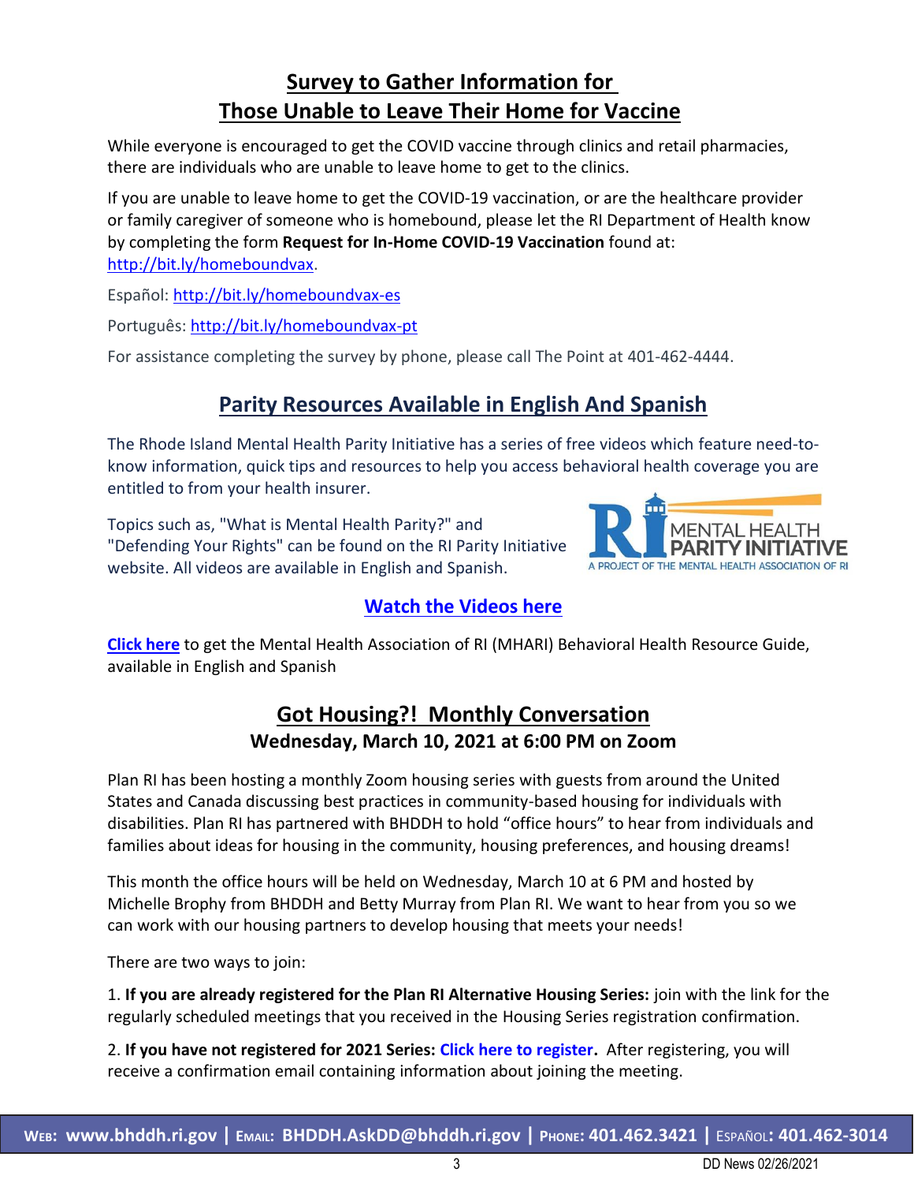## Survey to Gather Information for Those Unable to Leave Their Home for Vaccine

While everyone is encouraged to get the COVID vaccine through clinics and retail pharmacies, there are individuals who are unable to leave home to get to the clinics.

If you are unable to leave home to get the COVID-19 vaccination, or are the healthcare provider or family caregiver of someone who is homebound, please let the RI Department of Health know by completing the form **Request for In-Home COVID-19 Vaccination** found at: http://bit.ly/homeboundvax.

Español: http://bit.ly/homeboundvax-es

Português: http://bit.ly/homeboundvax-pt

For assistance completing the survey by phone, please call The Point at 401-462-4444.

## Parity Resources Available in English And Spanish

The Rhode Island Mental Health Parity Initiative has a series of free videos which feature need-to-know information, quick tips and resources to help you access behavioral health coverage you are entitled to from your health insurer.

Topics such as, "What is Mental Health Parity?" and "Defending Your Rights" can be found on the RI Parity Initiative website. All videos are available in English and Spanish.

RI MENTAL HEALTH PARITY INITIATIVE
A PROJECT OF THE MENTAL HEALTH ASSOCIATION OF RI

**Watch the Videos here**

**Click here** to get the Mental Health Association of RI (MHARI) Behavioral Health Resource Guide, available in English and Spanish

## Got Housing?! Monthly Conversation

**Wednesday, March 10, 2021 at 6:00 PM on Zoom**

Plan RI has been hosting a monthly Zoom housing series with guests from around the United States and Canada discussing best practices in community-based housing for individuals with disabilities. Plan RI has partnered with BHDDH to hold "office hours" to hear from individuals and families about ideas for housing in the community, housing preferences, and housing dreams!

This month the office hours will be held on Wednesday, March 10 at 6 PM and hosted by Michelle Brophy from BHDDH and Betty Murray from Plan RI. We want to hear from you so we can work with our housing partners to develop housing that meets your needs!

There are two ways to join:

1. **If you are already registered for the Plan RI Alternative Housing Series:** join with the link for the regularly scheduled meetings that you received in the Housing Series registration confirmation.

2. **If you have not registered for 2021 Series: Click here to register.** After registering, you will receive a confirmation email containing information about joining the meeting.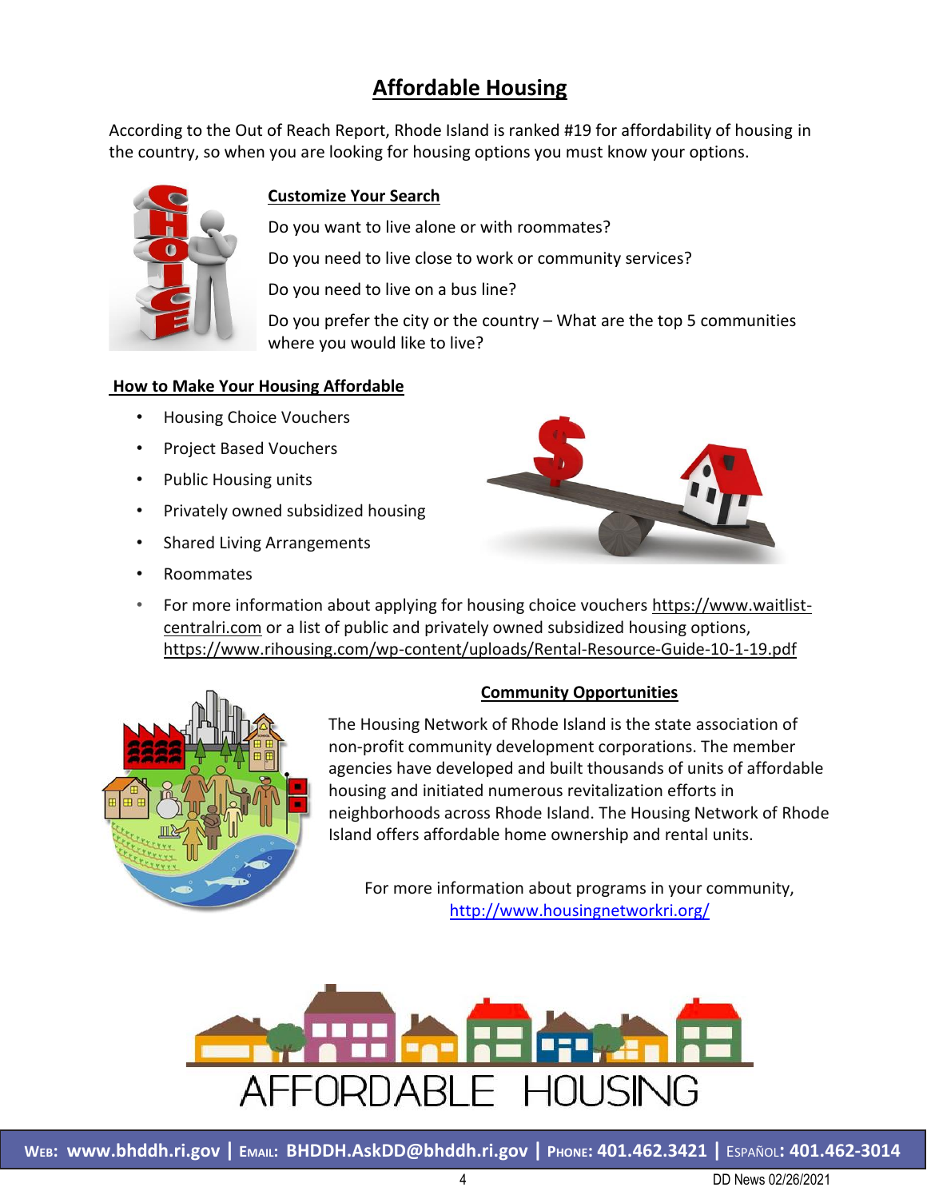# Affordable Housing

According to the Out of Reach Report, Rhode Island is ranked #19 for affordability of housing in the country, so when you are looking for housing options you must know your options.

## Customize Your Search

Do you want to live alone or with roommates?

Do you need to live close to work or community services?

Do you need to live on a bus line?

Do you prefer the city or the country – What are the top 5 communities where you would like to live?

## How to Make Your Housing Affordable

- Housing Choice Vouchers
- Project Based Vouchers
- Public Housing units
- Privately owned subsidized housing
- Shared Living Arrangements
- Roommates
- For more information about applying for housing choice vouchers https://www.waitlist-centralri.com or a list of public and privately owned subsidized housing options, https://www.rihousing.com/wp-content/uploads/Rental-Resource-Guide-10-1-19.pdf

## Community Opportunities

The Housing Network of Rhode Island is the state association of non-profit community development corporations. The member agencies have developed and built thousands of units of affordable housing and initiated numerous revitalization efforts in neighborhoods across Rhode Island. The Housing Network of Rhode Island offers affordable home ownership and rental units.

For more information about programs in your community, http://www.housingnetworkri.org/

AFFORDABLE HOUSING

**Web: www.bhddh.ri.gov | Email: BHDDH.AskDD@bhddh.ri.gov | Phone: 401.462.3421 | Español: 401.462-3014**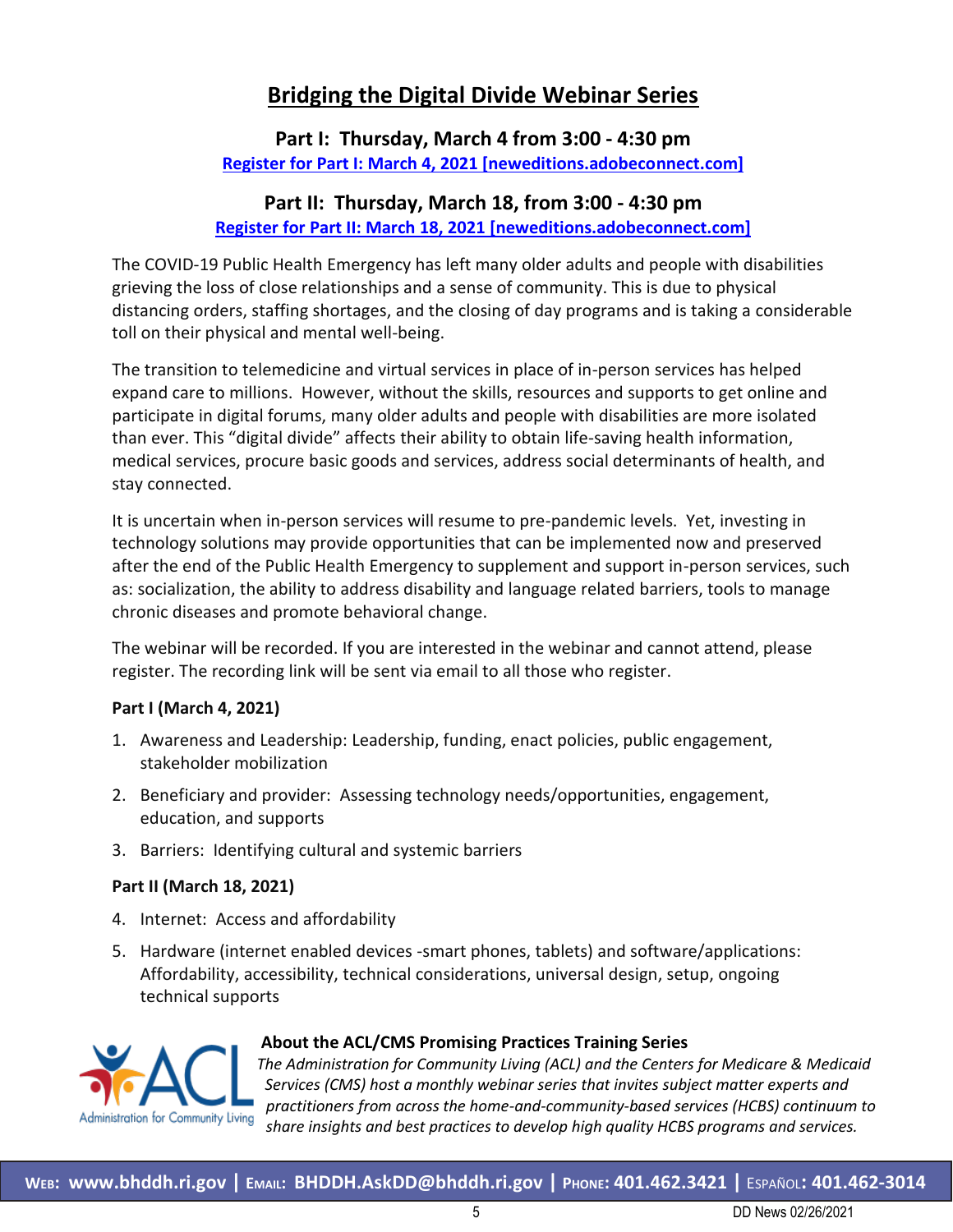# Bridging the Digital Divide Webinar Series

### Part I: Thursday, March 4 from 3:00 - 4:30 pm

[Register for Part I: March 4, 2021 [neweditions.adobeconnect.com]]

### Part II: Thursday, March 18, from 3:00 - 4:30 pm

[Register for Part II: March 18, 2021 [neweditions.adobeconnect.com]]

The COVID-19 Public Health Emergency has left many older adults and people with disabilities grieving the loss of close relationships and a sense of community. This is due to physical distancing orders, staffing shortages, and the closing of day programs and is taking a considerable toll on their physical and mental well-being.

The transition to telemedicine and virtual services in place of in-person services has helped expand care to millions. However, without the skills, resources and supports to get online and participate in digital forums, many older adults and people with disabilities are more isolated than ever. This "digital divide" affects their ability to obtain life-saving health information, medical services, procure basic goods and services, address social determinants of health, and stay connected.

It is uncertain when in-person services will resume to pre-pandemic levels. Yet, investing in technology solutions may provide opportunities that can be implemented now and preserved after the end of the Public Health Emergency to supplement and support in-person services, such as: socialization, the ability to address disability and language related barriers, tools to manage chronic diseases and promote behavioral change.

The webinar will be recorded. If you are interested in the webinar and cannot attend, please register. The recording link will be sent via email to all those who register.

**Part I (March 4, 2021)**

1. Awareness and Leadership: Leadership, funding, enact policies, public engagement, stakeholder mobilization
2. Beneficiary and provider: Assessing technology needs/opportunities, engagement, education, and supports
3. Barriers: Identifying cultural and systemic barriers

**Part II (March 18, 2021)**

4. Internet: Access and affordability
5. Hardware (internet enabled devices -smart phones, tablets) and software/applications: Affordability, accessibility, technical considerations, universal design, setup, ongoing technical supports

ACL Administration for Community Living

**About the ACL/CMS Promising Practices Training Series**

*The Administration for Community Living (ACL) and the Centers for Medicare & Medicaid Services (CMS) host a monthly webinar series that invites subject matter experts and practitioners from across the home-and-community-based services (HCBS) continuum to share insights and best practices to develop high quality HCBS programs and services.*

**WEB: www.bhddh.ri.gov | EMAIL: BHDDH.AskDD@bhddh.ri.gov | PHONE: 401.462.3421 | ESPAÑOL: 401.462-3014**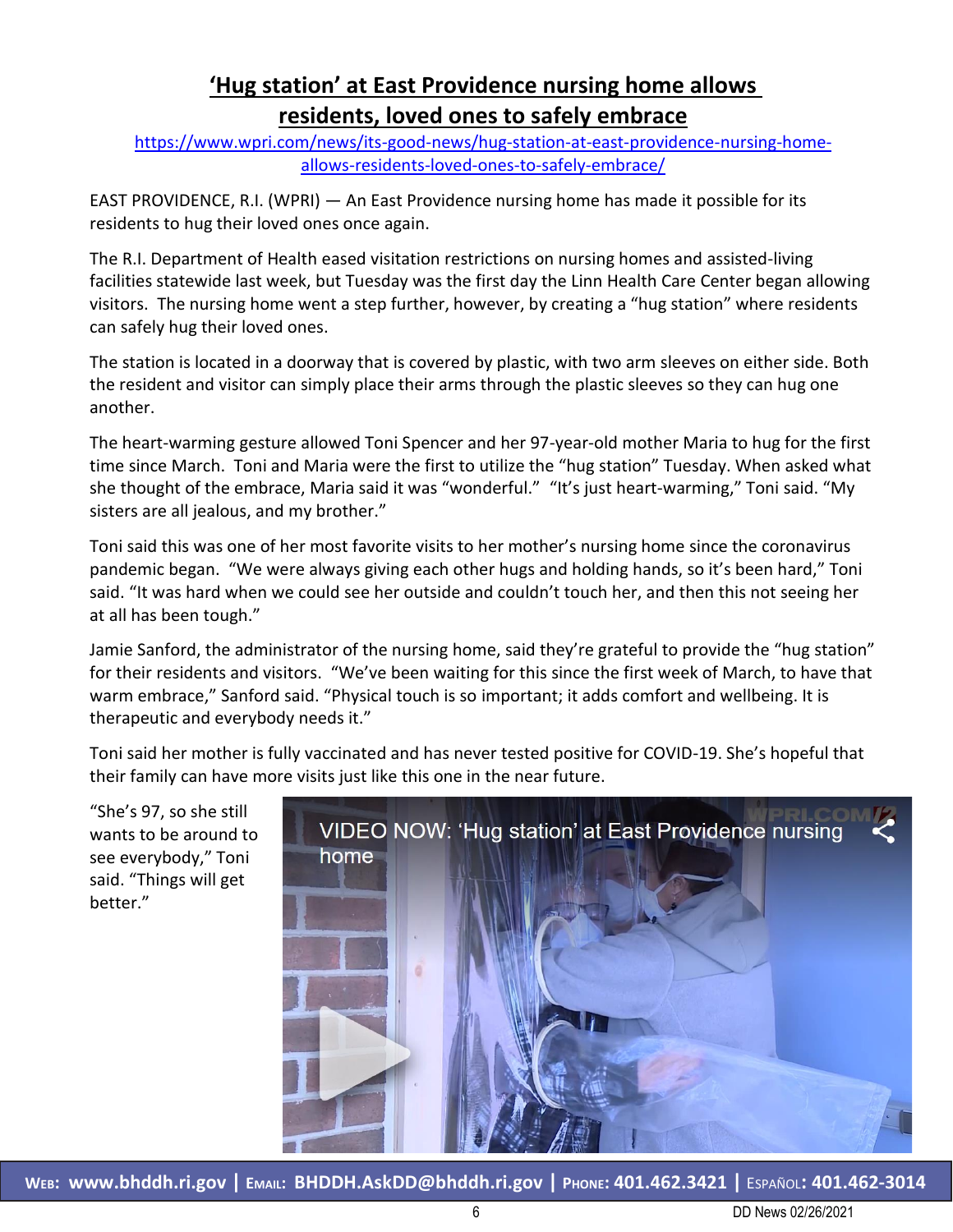## 'Hug station' at East Providence nursing home allows residents, loved ones to safely embrace

https://www.wpri.com/news/its-good-news/hug-station-at-east-providence-nursing-home-allows-residents-loved-ones-to-safely-embrace/

EAST PROVIDENCE, R.I. (WPRI) — An East Providence nursing home has made it possible for its residents to hug their loved ones once again.

The R.I. Department of Health eased visitation restrictions on nursing homes and assisted-living facilities statewide last week, but Tuesday was the first day the Linn Health Care Center began allowing visitors. The nursing home went a step further, however, by creating a "hug station" where residents can safely hug their loved ones.

The station is located in a doorway that is covered by plastic, with two arm sleeves on either side. Both the resident and visitor can simply place their arms through the plastic sleeves so they can hug one another.

The heart-warming gesture allowed Toni Spencer and her 97-year-old mother Maria to hug for the first time since March. Toni and Maria were the first to utilize the "hug station" Tuesday. When asked what she thought of the embrace, Maria said it was "wonderful." "It's just heart-warming," Toni said. "My sisters are all jealous, and my brother."

Toni said this was one of her most favorite visits to her mother's nursing home since the coronavirus pandemic began. "We were always giving each other hugs and holding hands, so it's been hard," Toni said. "It was hard when we could see her outside and couldn't touch her, and then this not seeing her at all has been tough."

Jamie Sanford, the administrator of the nursing home, said they're grateful to provide the "hug station" for their residents and visitors. "We've been waiting for this since the first week of March, to have that warm embrace," Sanford said. "Physical touch is so important; it adds comfort and wellbeing. It is therapeutic and everybody needs it."

Toni said her mother is fully vaccinated and has never tested positive for COVID-19. She's hopeful that their family can have more visits just like this one in the near future.

"She's 97, so she still wants to be around to see everybody," Toni said. "Things will get better."

VIDEO NOW: 'Hug station' at East Providence nursing home

**Web: www.bhddh.ri.gov | Email: BHDDH.AskDD@bhddh.ri.gov | Phone: 401.462.3421 | Español: 401.462-3014**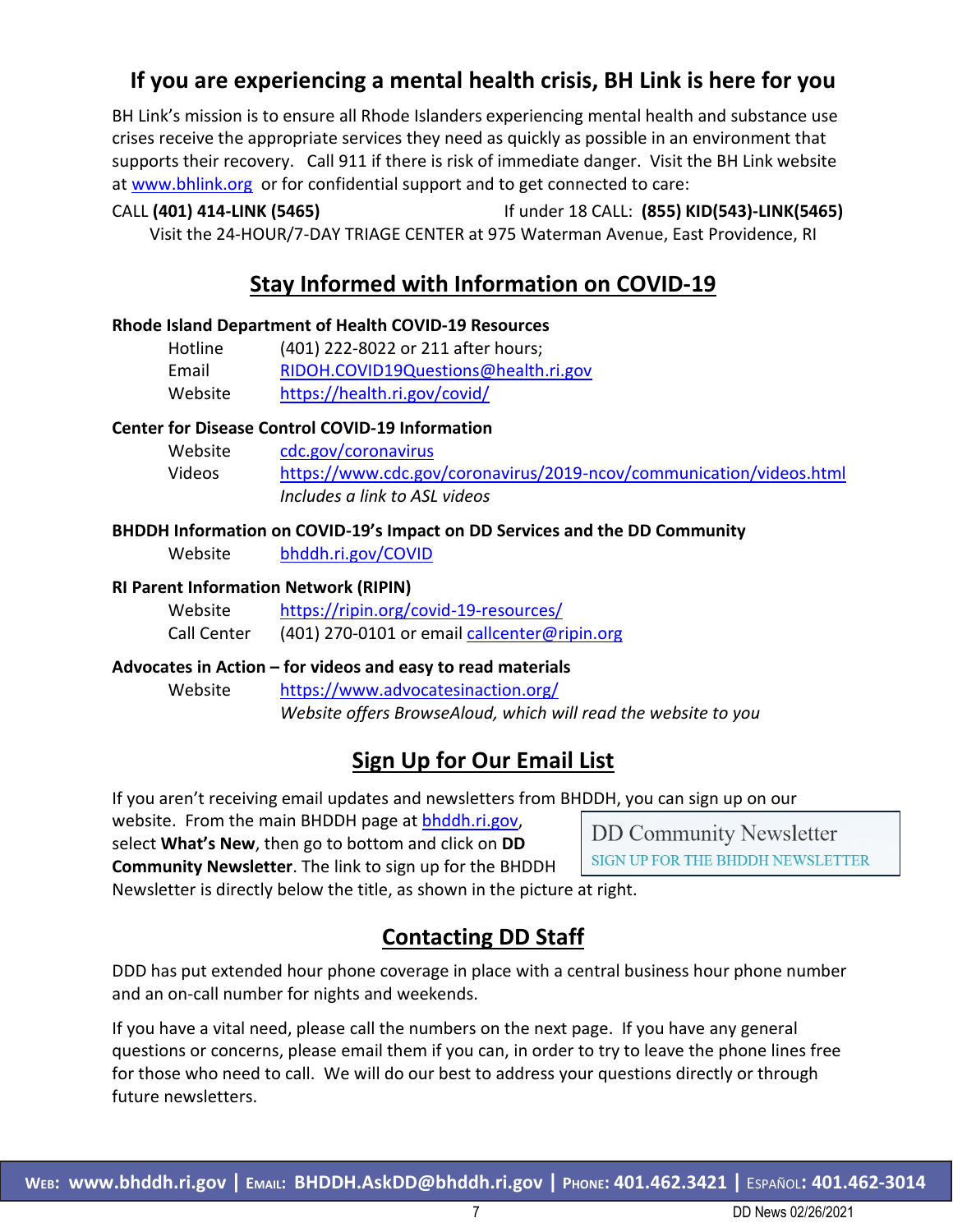## If you are experiencing a mental health crisis, BH Link is here for you

BH Link's mission is to ensure all Rhode Islanders experiencing mental health and substance use crises receive the appropriate services they need as quickly as possible in an environment that supports their recovery. Call 911 if there is risk of immediate danger. Visit the BH Link website at www.bhlink.org or for confidential support and to get connected to care:

CALL **(401) 414-LINK (5465)** If under 18 CALL: **(855) KID(543)-LINK(5465)**

Visit the 24-HOUR/7-DAY TRIAGE CENTER at 975 Waterman Avenue, East Providence, RI

## Stay Informed with Information on COVID-19

**Rhode Island Department of Health COVID-19 Resources**

- Hotline: (401) 222-8022 or 211 after hours;
- Email: RIDOH.COVID19Questions@health.ri.gov
- Website: https://health.ri.gov/covid/

**Center for Disease Control COVID-19 Information**

- Website: cdc.gov/coronavirus
- Videos: https://www.cdc.gov/coronavirus/2019-ncov/communication/videos.html
  *Includes a link to ASL videos*

**BHDDH Information on COVID-19's Impact on DD Services and the DD Community**

- Website: bhddh.ri.gov/COVID

**RI Parent Information Network (RIPIN)**

- Website: https://ripin.org/covid-19-resources/
- Call Center: (401) 270-0101 or email callcenter@ripin.org

**Advocates in Action – for videos and easy to read materials**

- Website: https://www.advocatesinaction.org/
  *Website offers BrowseAloud, which will read the website to you*

## Sign Up for Our Email List

If you aren't receiving email updates and newsletters from BHDDH, you can sign up on our website. From the main BHDDH page at bhddh.ri.gov, select **What's New**, then go to bottom and click on **DD Community Newsletter**. The link to sign up for the BHDDH Newsletter is directly below the title, as shown in the picture at right.

DD Community Newsletter
SIGN UP FOR THE BHDDH NEWSLETTER

## Contacting DD Staff

DDD has put extended hour phone coverage in place with a central business hour phone number and an on-call number for nights and weekends.

If you have a vital need, please call the numbers on the next page. If you have any general questions or concerns, please email them if you can, in order to try to leave the phone lines free for those who need to call. We will do our best to address your questions directly or through future newsletters.

WEB: www.bhddh.ri.gov | EMAIL: BHDDH.AskDD@bhddh.ri.gov | PHONE: 401.462.3421 | ESPAÑOL: 401.462-3014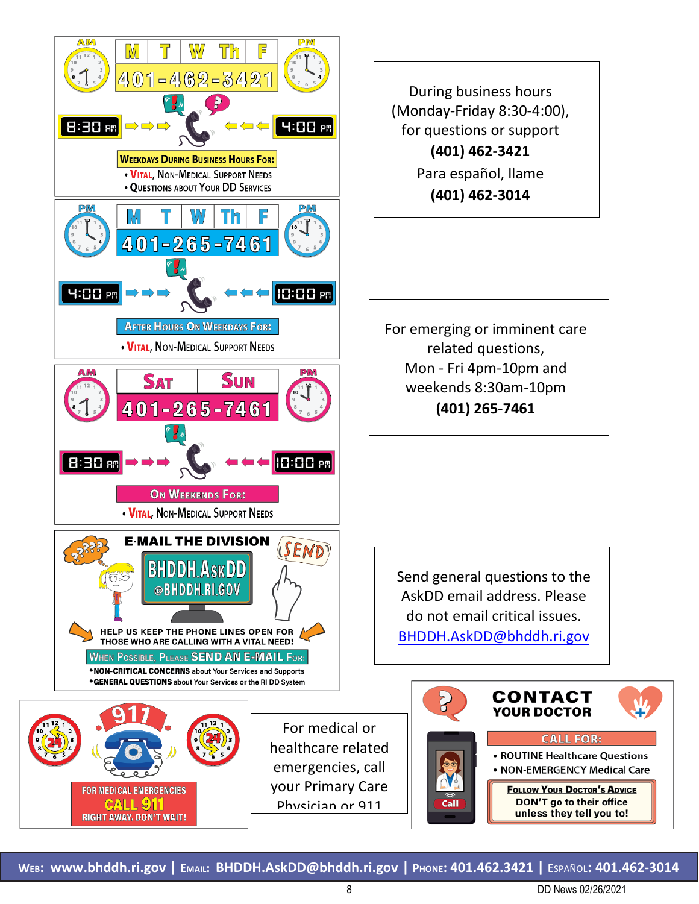AM M T W Th F PM

401-462-3421

8:30 AM → 4:00 PM

WEEKDAYS DURING BUSINESS HOURS FOR:

- VITAL, NON-MEDICAL SUPPORT NEEDS
- QUESTIONS ABOUT YOUR DD SERVICES

During business hours (Monday-Friday 8:30-4:00), for questions or support

**(401) 462-3421**

Para español, llame

**(401) 462-3014**

PM M T W Th F PM

401-265-7461

4:00 PM → 10:00 PM

AFTER HOURS ON WEEKDAYS FOR:

- VITAL, NON-MEDICAL SUPPORT NEEDS

AM SAT SUN PM

401-265-7461

8:30 AM → 10:00 PM

ON WEEKENDS FOR:

- VITAL, NON-MEDICAL SUPPORT NEEDS

For emerging or imminent care related questions, Mon - Fri 4pm-10pm and weekends 8:30am-10pm

**(401) 265-7461**

E-MAIL THE DIVISION

BHDDH.ASKDD @BHDDH.RI.GOV

SEND

HELP US KEEP THE PHONE LINES OPEN FOR THOSE WHO ARE CALLING WITH A VITAL NEED!

WHEN POSSIBLE, PLEASE SEND AN E-MAIL FOR:

- **NON-CRITICAL CONCERNS** about Your Services and Supports
- **GENERAL QUESTIONS** about Your Services or the RI DD System

Send general questions to the AskDD email address. Please do not email critical issues. BHDDH.AskDD@bhddh.ri.gov

911

FOR MEDICAL EMERGENCIES

CALL 911

RIGHT AWAY. DON'T WAIT!

For medical or healthcare related emergencies, call your Primary Care Physician or 911

CONTACT YOUR DOCTOR

CALL FOR:

- ROUTINE Healthcare Questions
- NON-EMERGENCY Medical Care

FOLLOW YOUR DOCTOR'S ADVICE

DON'T go to their office unless they tell you to!

Call

WEB: www.bhddh.ri.gov | EMAIL: BHDDH.AskDD@bhddh.ri.gov | PHONE: 401.462.3421 | ESPAÑOL: 401.462-3014